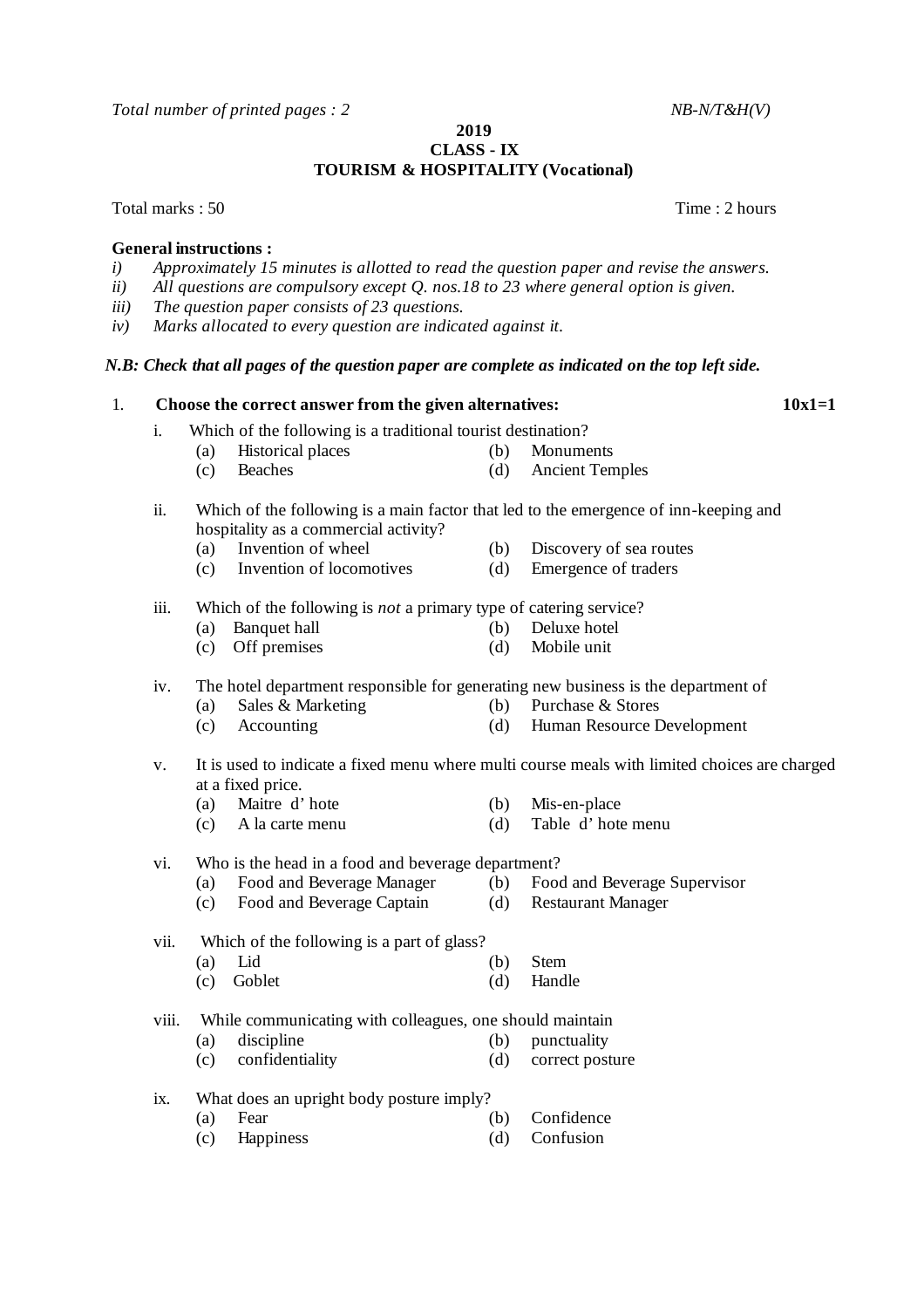*Total number of printed pages : 2* *NB-N/T&H(V)*

**2019**
**CLASS - IX**
**TOURISM & HOSPITALITY (Vocational)**

Total marks : 50 Time : 2 hours

**General instructions :**

*i) Approximately 15 minutes is allotted to read the question paper and revise the answers.*
*ii) All questions are compulsory except Q. nos.18 to 23 where general option is given.*
*iii) The question paper consists of 23 questions.*
*iv) Marks allocated to every question are indicated against it.*

***N.B: Check that all pages of the question paper are complete as indicated on the top left side.***

1. **Choose the correct answer from the given alternatives:** **10x1=1**

i. Which of the following is a traditional tourist destination?
 (a) Historical places (b) Monuments
 (c) Beaches (d) Ancient Temples

ii. Which of the following is a main factor that led to the emergence of inn-keeping and hospitality as a commercial activity?
 (a) Invention of wheel (b) Discovery of sea routes
 (c) Invention of locomotives (d) Emergence of traders

iii. Which of the following is *not* a primary type of catering service?
 (a) Banquet hall (b) Deluxe hotel
 (c) Off premises (d) Mobile unit

iv. The hotel department responsible for generating new business is the department of
 (a) Sales & Marketing (b) Purchase & Stores
 (c) Accounting (d) Human Resource Development

v. It is used to indicate a fixed menu where multi course meals with limited choices are charged at a fixed price.
 (a) Maitre d' hote (b) Mis-en-place
 (c) A la carte menu (d) Table d' hote menu

vi. Who is the head in a food and beverage department?
 (a) Food and Beverage Manager (b) Food and Beverage Supervisor
 (c) Food and Beverage Captain (d) Restaurant Manager

vii. Which of the following is a part of glass?
 (a) Lid (b) Stem
 (c) Goblet (d) Handle

viii. While communicating with colleagues, one should maintain
 (a) discipline (b) punctuality
 (c) confidentiality (d) correct posture

ix. What does an upright body posture imply?
 (a) Fear (b) Confidence
 (c) Happiness (d) Confusion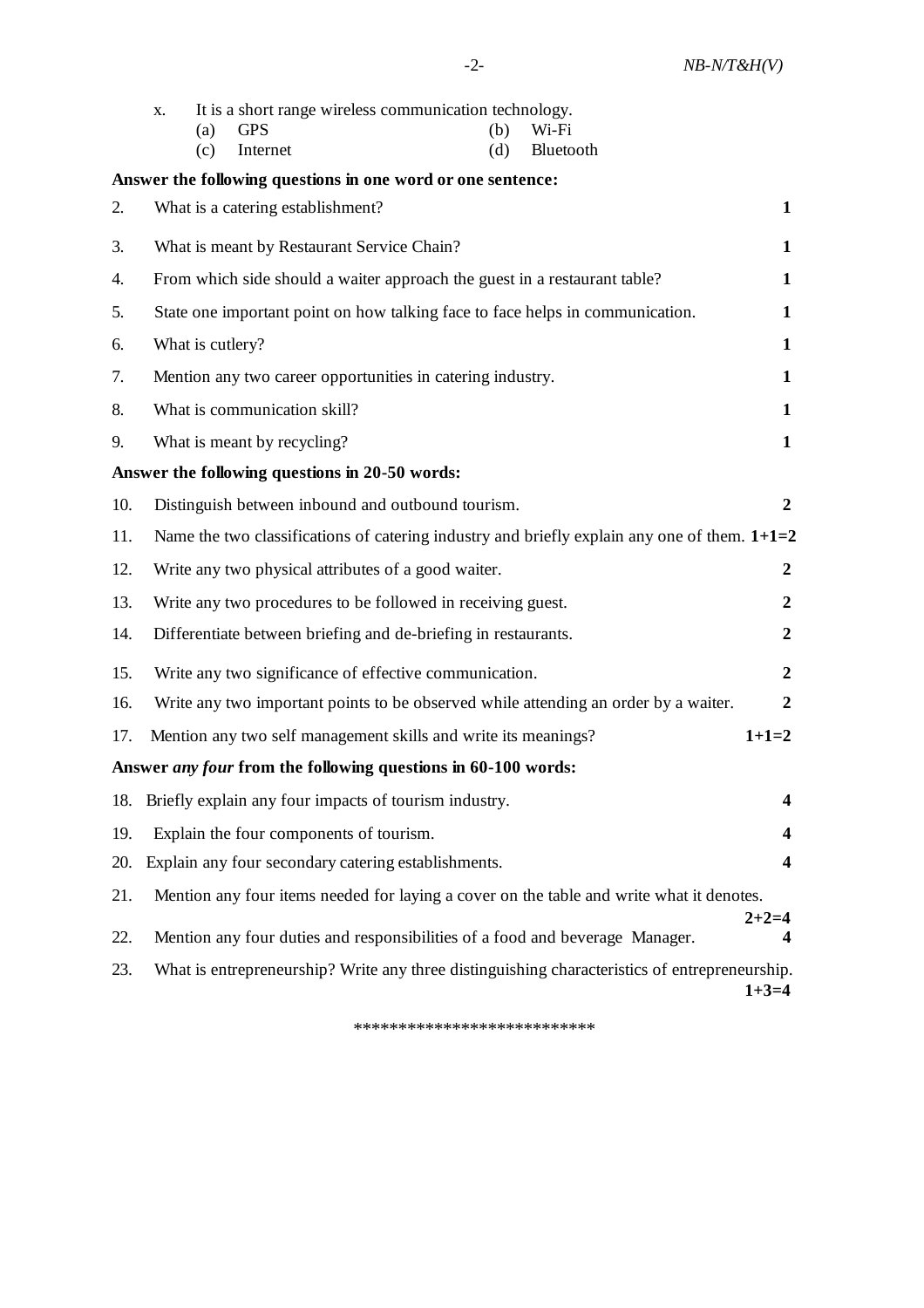x. It is a short range wireless communication technology.
   (a) GPS (b) Wi-Fi
   (c) Internet (d) Bluetooth

**Answer the following questions in one word or one sentence:**

2. What is a catering establishment? **1**

3. What is meant by Restaurant Service Chain? **1**

4. From which side should a waiter approach the guest in a restaurant table? **1**

5. State one important point on how talking face to face helps in communication. **1**

6. What is cutlery? **1**

7. Mention any two career opportunities in catering industry. **1**

8. What is communication skill? **1**

9. What is meant by recycling? **1**

**Answer the following questions in 20-50 words:**

10. Distinguish between inbound and outbound tourism. **2**

11. Name the two classifications of catering industry and briefly explain any one of them. **1+1=2**

12. Write any two physical attributes of a good waiter. **2**

13. Write any two procedures to be followed in receiving guest. **2**

14. Differentiate between briefing and de-briefing in restaurants. **2**

15. Write any two significance of effective communication. **2**

16. Write any two important points to be observed while attending an order by a waiter. **2**

17. Mention any two self management skills and write its meanings? **1+1=2**

**Answer *any four* from the following questions in 60-100 words:**

18. Briefly explain any four impacts of tourism industry. **4**

19. Explain the four components of tourism. **4**

20. Explain any four secondary catering establishments. **4**

21. Mention any four items needed for laying a cover on the table and write what it denotes. **2+2=4**

22. Mention any four duties and responsibilities of a food and beverage Manager. **4**

23. What is entrepreneurship? Write any three distinguishing characteristics of entrepreneurship. **1+3=4**

\*\*\*\*\*\*\*\*\*\*\*\*\*\*\*\*\*\*\*\*\*\*\*\*\*\*\*